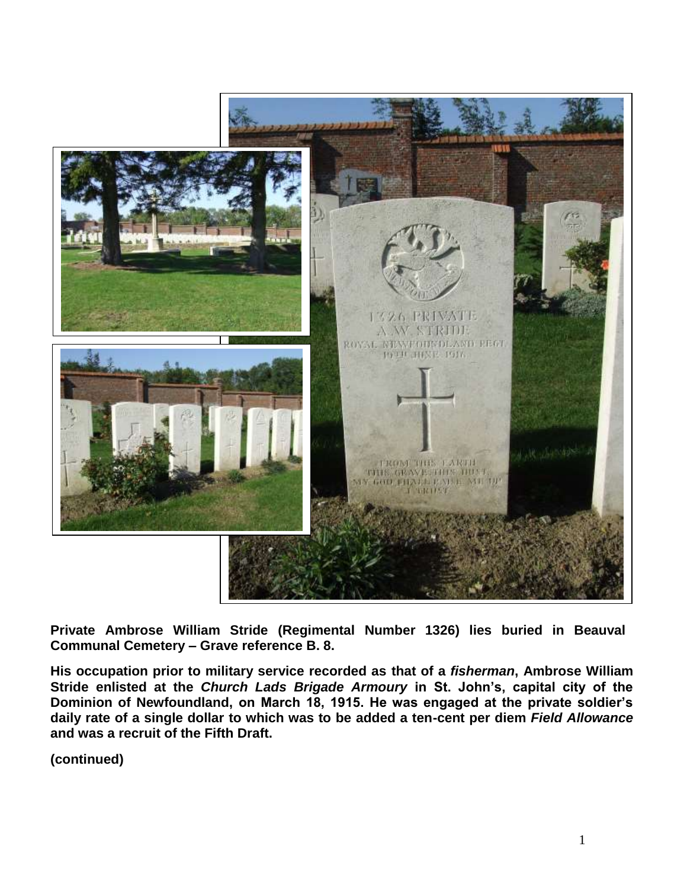**Private Ambrose William Stride (Regimental Number 1326) lies buried in Beauval Communal Cemetery – Grave reference B. 8.**

**His occupation prior to military service recorded as that of a *fisherman*, Ambrose William Stride enlisted at the *Church Lads Brigade Armoury* in St. John's, capital city of the Dominion of Newfoundland, on March 18, 1915. He was engaged at the private soldier's daily rate of a single dollar to which was to be added a ten-cent per diem *Field Allowance* and was a recruit of the Fifth Draft.**

**(continued)**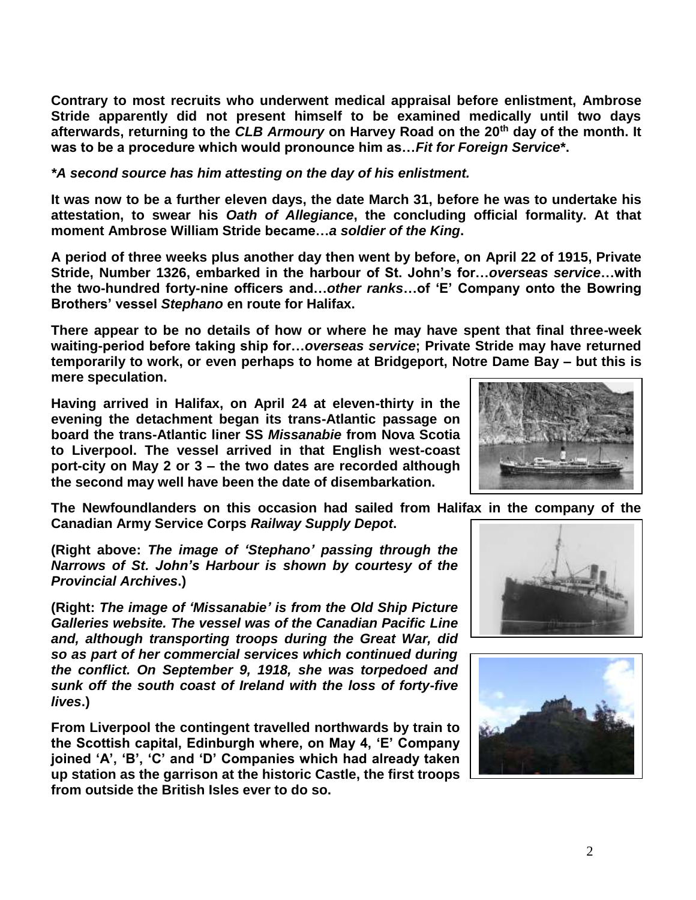**Contrary to most recruits who underwent medical appraisal before enlistment, Ambrose Stride apparently did not present himself to be examined medically until two days afterwards, returning to the *CLB Armoury* on Harvey Road on the 20th day of the month. It was to be a procedure which would pronounce him as…*Fit for Foreign Service*\*.**

***\*A second source has him attesting on the day of his enlistment.***

**It was now to be a further eleven days, the date March 31, before he was to undertake his attestation, to swear his *Oath of Allegiance*, the concluding official formality. At that moment Ambrose William Stride became…*a soldier of the King*.**

**A period of three weeks plus another day then went by before, on April 22 of 1915, Private Stride, Number 1326, embarked in the harbour of St. John's for…*overseas service*…with the two-hundred forty-nine officers and…*other ranks*…of 'E' Company onto the Bowring Brothers' vessel *Stephano* en route for Halifax.**

**There appear to be no details of how or where he may have spent that final three-week waiting-period before taking ship for…*overseas service*; Private Stride may have returned temporarily to work, or even perhaps to home at Bridgeport, Notre Dame Bay – but this is mere speculation.**

**Having arrived in Halifax, on April 24 at eleven-thirty in the evening the detachment began its trans-Atlantic passage on board the trans-Atlantic liner SS *Missanabie* from Nova Scotia to Liverpool. The vessel arrived in that English west-coast port-city on May 2 or 3 – the two dates are recorded although the second may well have been the date of disembarkation.**

**The Newfoundlanders on this occasion had sailed from Halifax in the company of the Canadian Army Service Corps *Railway Supply Depot*.**

**(Right above: *The image of 'Stephano' passing through the Narrows of St. John's Harbour is shown by courtesy of the Provincial Archives*.)**

**(Right: *The image of 'Missanabie' is from the Old Ship Picture Galleries website. The vessel was of the Canadian Pacific Line and, although transporting troops during the Great War, did so as part of her commercial services which continued during the conflict. On September 9, 1918, she was torpedoed and sunk off the south coast of Ireland with the loss of forty-five lives*.)**

**From Liverpool the contingent travelled northwards by train to the Scottish capital, Edinburgh where, on May 4, 'E' Company joined 'A', 'B', 'C' and 'D' Companies which had already taken up station as the garrison at the historic Castle, the first troops from outside the British Isles ever to do so.**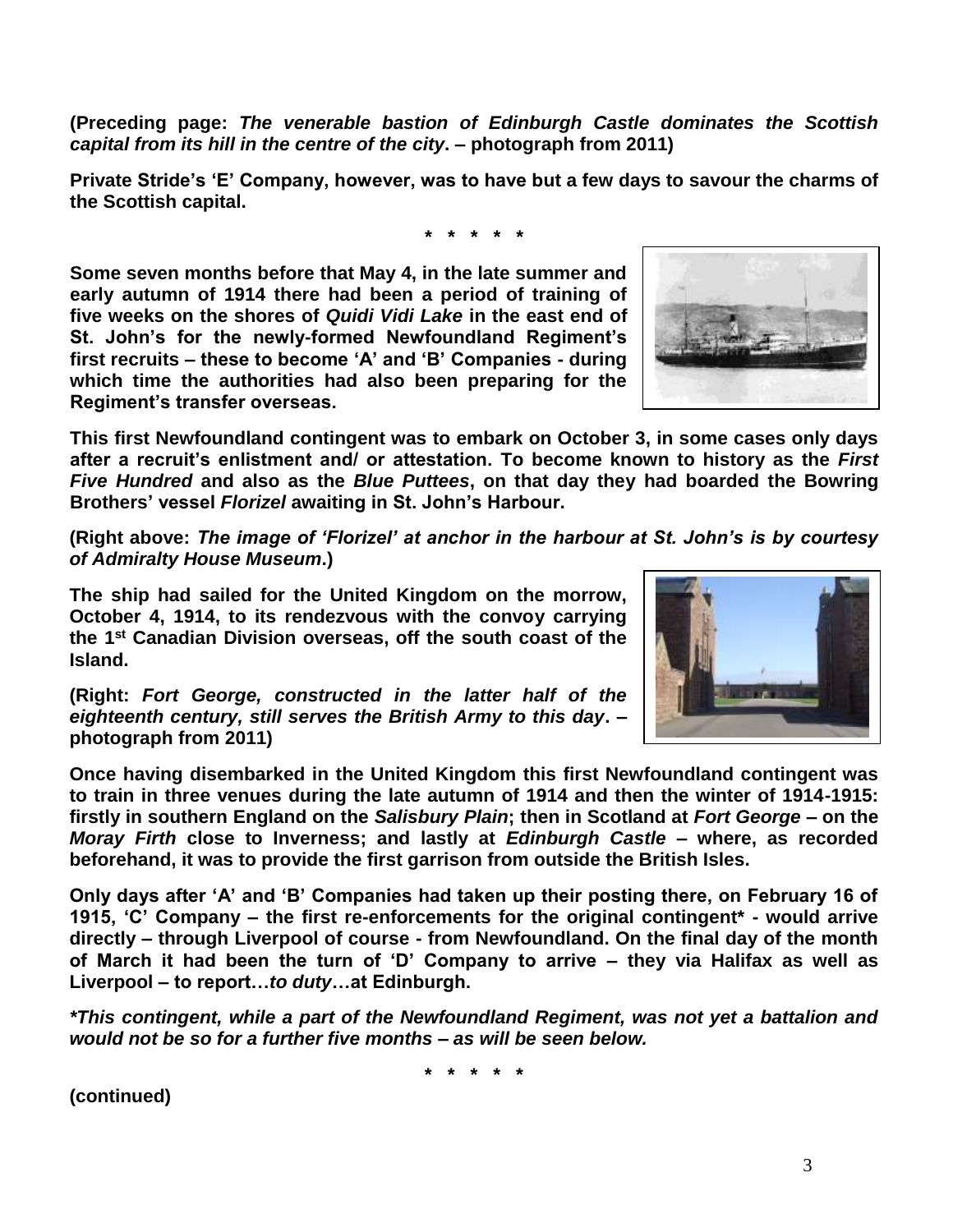**(Preceding page:** ***The venerable bastion of Edinburgh Castle dominates the Scottish capital from its hill in the centre of the city*. – photograph from 2011)**

**Private Stride's 'E' Company, however, was to have but a few days to savour the charms of the Scottish capital.**

**\* \* \* \* \***

**Some seven months before that May 4, in the late summer and early autumn of 1914 there had been a period of training of five weeks on the shores of *Quidi Vidi Lake* in the east end of St. John's for the newly-formed Newfoundland Regiment's first recruits – these to become 'A' and 'B' Companies - during which time the authorities had also been preparing for the Regiment's transfer overseas.**

**This first Newfoundland contingent was to embark on October 3, in some cases only days after a recruit's enlistment and/ or attestation. To become known to history as the *First Five Hundred* and also as the *Blue Puttees*, on that day they had boarded the Bowring Brothers' vessel *Florizel* awaiting in St. John's Harbour.**

**(Right above:** ***The image of 'Florizel' at anchor in the harbour at St. John's is by courtesy of Admiralty House Museum*.)**

**The ship had sailed for the United Kingdom on the morrow, October 4, 1914, to its rendezvous with the convoy carrying the 1st Canadian Division overseas, off the south coast of the Island.**

**(Right:** ***Fort George, constructed in the latter half of the eighteenth century, still serves the British Army to this day*. – photograph from 2011)**

**Once having disembarked in the United Kingdom this first Newfoundland contingent was to train in three venues during the late autumn of 1914 and then the winter of 1914-1915: firstly in southern England on the *Salisbury Plain*; then in Scotland at *Fort George* – on the *Moray Firth* close to Inverness; and lastly at *Edinburgh Castle* – where, as recorded beforehand, it was to provide the first garrison from outside the British Isles.**

**Only days after 'A' and 'B' Companies had taken up their posting there, on February 16 of 1915, 'C' Company – the first re-enforcements for the original contingent\* - would arrive directly – through Liverpool of course - from Newfoundland. On the final day of the month of March it had been the turn of 'D' Company to arrive – they via Halifax as well as Liverpool – to report…*to duty*…at Edinburgh.**

***\*This contingent, while a part of the Newfoundland Regiment, was not yet a battalion and would not be so for a further five months – as will be seen below.***

**\* \* \* \* \***

**(continued)**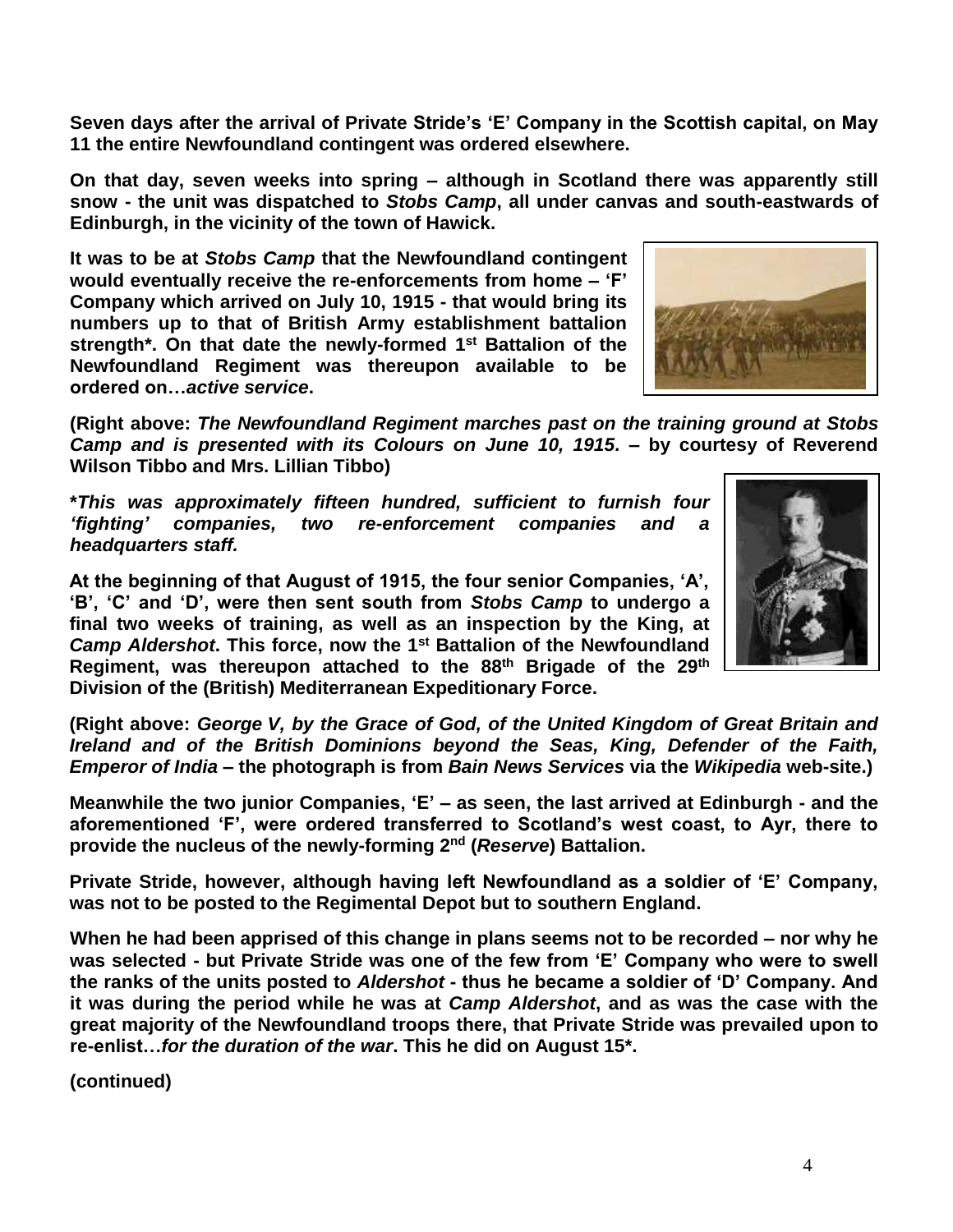**Seven days after the arrival of Private Stride's 'E' Company in the Scottish capital, on May 11 the entire Newfoundland contingent was ordered elsewhere.**

**On that day, seven weeks into spring – although in Scotland there was apparently still snow - the unit was dispatched to *Stobs Camp*, all under canvas and south-eastwards of Edinburgh, in the vicinity of the town of Hawick.**

**It was to be at *Stobs Camp* that the Newfoundland contingent would eventually receive the re-enforcements from home – 'F' Company which arrived on July 10, 1915 - that would bring its numbers up to that of British Army establishment battalion strength\*. On that date the newly-formed 1st Battalion of the Newfoundland Regiment was thereupon available to be ordered on…*active service*.**

**(Right above: *The Newfoundland Regiment marches past on the training ground at Stobs Camp and is presented with its Colours on June 10, 1915.* – by courtesy of Reverend Wilson Tibbo and Mrs. Lillian Tibbo)**

***\*This was approximately fifteen hundred, sufficient to furnish four 'fighting' companies, two re-enforcement companies and a headquarters staff.***

**At the beginning of that August of 1915, the four senior Companies, 'A', 'B', 'C' and 'D', were then sent south from *Stobs Camp* to undergo a final two weeks of training, as well as an inspection by the King, at *Camp Aldershot*. This force, now the 1st Battalion of the Newfoundland Regiment, was thereupon attached to the 88th Brigade of the 29th Division of the (British) Mediterranean Expeditionary Force.**

**(Right above: *George V, by the Grace of God, of the United Kingdom of Great Britain and Ireland and of the British Dominions beyond the Seas, King, Defender of the Faith, Emperor of India* – the photograph is from *Bain News Services* via the *Wikipedia* web-site.)**

**Meanwhile the two junior Companies, 'E' – as seen, the last arrived at Edinburgh - and the aforementioned 'F', were ordered transferred to Scotland's west coast, to Ayr, there to provide the nucleus of the newly-forming 2nd (*Reserve*) Battalion.**

**Private Stride, however, although having left Newfoundland as a soldier of 'E' Company, was not to be posted to the Regimental Depot but to southern England.**

**When he had been apprised of this change in plans seems not to be recorded – nor why he was selected - but Private Stride was one of the few from 'E' Company who were to swell the ranks of the units posted to *Aldershot* - thus he became a soldier of 'D' Company. And it was during the period while he was at *Camp Aldershot*, and as was the case with the great majority of the Newfoundland troops there, that Private Stride was prevailed upon to re-enlist…*for the duration of the war*. This he did on August 15\*.**

**(continued)**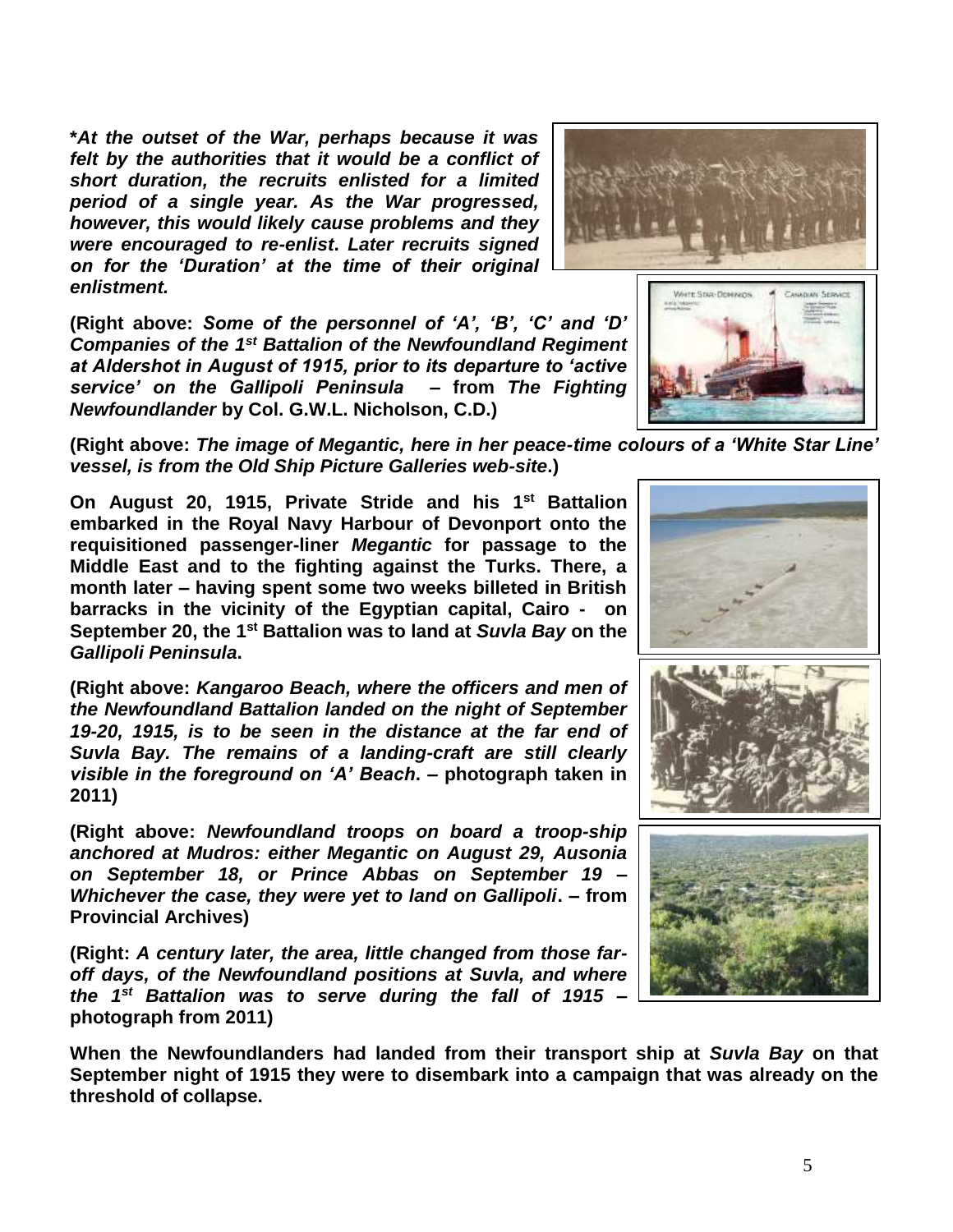***At the outset of the War, perhaps because it was felt by the authorities that it would be a conflict of short duration, the recruits enlisted for a limited period of a single year. As the War progressed, however, this would likely cause problems and they were encouraged to re-enlist. Later recruits signed on for the 'Duration' at the time of their original enlistment.***

**(Right above: *Some of the personnel of 'A', 'B', 'C' and 'D' Companies of the 1st Battalion of the Newfoundland Regiment at Aldershot in August of 1915, prior to its departure to 'active service' on the Gallipoli Peninsula* – from *The Fighting Newfoundlander* by Col. G.W.L. Nicholson, C.D.)**

**(Right above: *The image of Megantic, here in her peace-time colours of a 'White Star Line' vessel, is from the Old Ship Picture Galleries web-site*.)**

**On August 20, 1915, Private Stride and his 1st Battalion embarked in the Royal Navy Harbour of Devonport onto the requisitioned passenger-liner *Megantic* for passage to the Middle East and to the fighting against the Turks. There, a month later – having spent some two weeks billeted in British barracks in the vicinity of the Egyptian capital, Cairo - on September 20, the 1st Battalion was to land at *Suvla Bay* on the *Gallipoli Peninsula*.**

**(Right above: *Kangaroo Beach, where the officers and men of the Newfoundland Battalion landed on the night of September 19-20, 1915, is to be seen in the distance at the far end of Suvla Bay. The remains of a landing-craft are still clearly visible in the foreground on 'A' Beach*. – photograph taken in 2011)**

**(Right above: *Newfoundland troops on board a troop-ship anchored at Mudros: either Megantic on August 29, Ausonia on September 18, or Prince Abbas on September 19 – Whichever the case, they were yet to land on Gallipoli*. – from Provincial Archives)**

**(Right: *A century later, the area, little changed from those far-off days, of the Newfoundland positions at Suvla, and where the 1st Battalion was to serve during the fall of 1915* – photograph from 2011)**

**When the Newfoundlanders had landed from their transport ship at *Suvla Bay* on that September night of 1915 they were to disembark into a campaign that was already on the threshold of collapse.**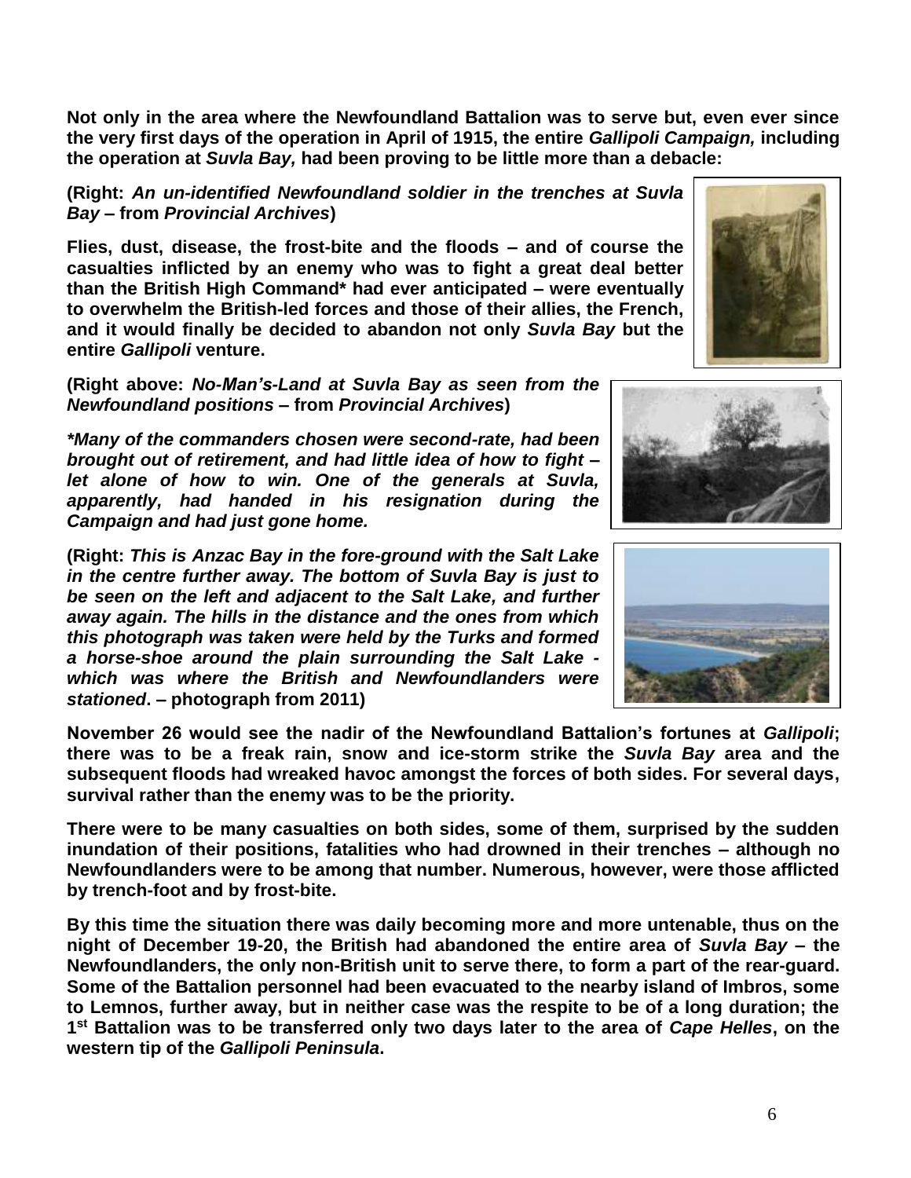**Not only in the area where the Newfoundland Battalion was to serve but, even ever since the very first days of the operation in April of 1915, the entire *Gallipoli Campaign,* including the operation at *Suvla Bay,* had been proving to be little more than a debacle:**

**(Right: *An un-identified Newfoundland soldier in the trenches at Suvla Bay* – from *Provincial Archives*)**

**Flies, dust, disease, the frost-bite and the floods – and of course the casualties inflicted by an enemy who was to fight a great deal better than the British High Command\* had ever anticipated – were eventually to overwhelm the British-led forces and those of their allies, the French, and it would finally be decided to abandon not only *Suvla Bay* but the entire *Gallipoli* venture.**

**(Right above: *No-Man's-Land at Suvla Bay as seen from the Newfoundland positions* – from *Provincial Archives*)**

***\*Many of the commanders chosen were second-rate, had been brought out of retirement, and had little idea of how to fight – let alone of how to win. One of the generals at Suvla, apparently, had handed in his resignation during the Campaign and had just gone home.***

**(Right: *This is Anzac Bay in the fore-ground with the Salt Lake in the centre further away. The bottom of Suvla Bay is just to be seen on the left and adjacent to the Salt Lake, and further away again. The hills in the distance and the ones from which this photograph was taken were held by the Turks and formed a horse-shoe around the plain surrounding the Salt Lake - which was where the British and Newfoundlanders were stationed*. – photograph from 2011)**

**November 26 would see the nadir of the Newfoundland Battalion's fortunes at *Gallipoli*; there was to be a freak rain, snow and ice-storm strike the *Suvla Bay* area and the subsequent floods had wreaked havoc amongst the forces of both sides. For several days, survival rather than the enemy was to be the priority.**

**There were to be many casualties on both sides, some of them, surprised by the sudden inundation of their positions, fatalities who had drowned in their trenches – although no Newfoundlanders were to be among that number. Numerous, however, were those afflicted by trench-foot and by frost-bite.**

**By this time the situation there was daily becoming more and more untenable, thus on the night of December 19-20, the British had abandoned the entire area of *Suvla Bay* – the Newfoundlanders, the only non-British unit to serve there, to form a part of the rear-guard. Some of the Battalion personnel had been evacuated to the nearby island of Imbros, some to Lemnos, further away, but in neither case was the respite to be of a long duration; the 1st Battalion was to be transferred only two days later to the area of *Cape Helles*, on the western tip of the *Gallipoli Peninsula*.**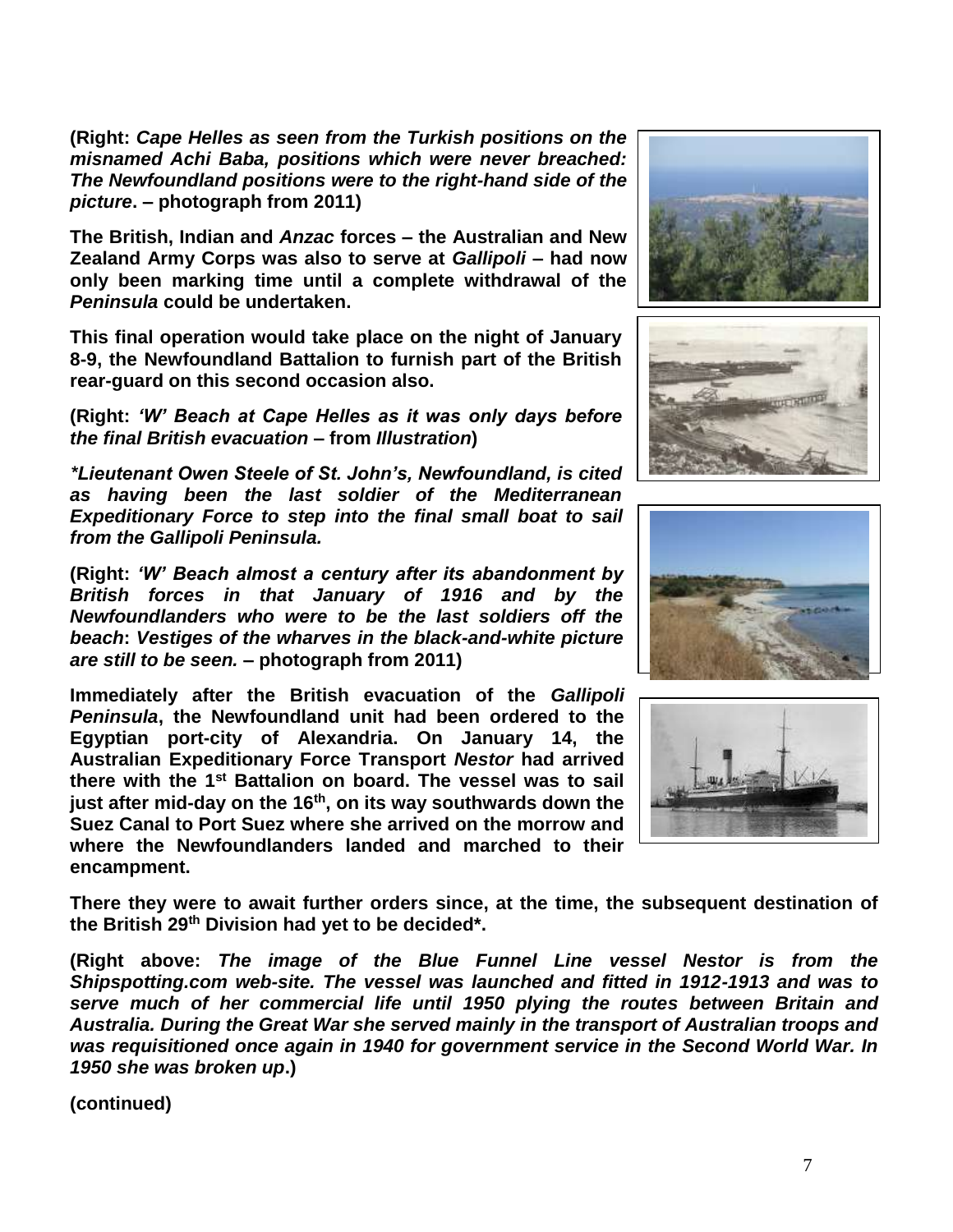**(Right:** ***Cape Helles as seen from the Turkish positions on the misnamed Achi Baba, positions which were never breached: The Newfoundland positions were to the right-hand side of the picture*****. – photograph from 2011)**

**The British, Indian and *Anzac* forces – the Australian and New Zealand Army Corps was also to serve at *Gallipoli* – had now only been marking time until a complete withdrawal of the *Peninsula* could be undertaken.**

**This final operation would take place on the night of January 8-9, the Newfoundland Battalion to furnish part of the British rear-guard on this second occasion also.**

**(Right:** ***'W' Beach at Cape Helles as it was only days before the final British evacuation*** **– from *Illustration*)**

***\*Lieutenant Owen Steele of St. John's, Newfoundland, is cited as having been the last soldier of the Mediterranean Expeditionary Force to step into the final small boat to sail from the Gallipoli Peninsula.***

**(Right:** ***'W' Beach almost a century after its abandonment by British forces in that January of 1916 and by the Newfoundlanders who were to be the last soldiers off the beach*****:** ***Vestiges of the wharves in the black-and-white picture are still to be seen.*** **– photograph from 2011)**

**Immediately after the British evacuation of the *Gallipoli Peninsula*, the Newfoundland unit had been ordered to the Egyptian port-city of Alexandria. On January 14, the Australian Expeditionary Force Transport *Nestor* had arrived there with the 1st Battalion on board. The vessel was to sail just after mid-day on the 16th, on its way southwards down the Suez Canal to Port Suez where she arrived on the morrow and where the Newfoundlanders landed and marched to their encampment.**

**There they were to await further orders since, at the time, the subsequent destination of the British 29th Division had yet to be decided\*.**

**(Right above:** ***The image of the Blue Funnel Line vessel Nestor is from the Shipspotting.com web-site. The vessel was launched and fitted in 1912-1913 and was to serve much of her commercial life until 1950 plying the routes between Britain and Australia. During the Great War she served mainly in the transport of Australian troops and was requisitioned once again in 1940 for government service in the Second World War. In 1950 she was broken up*****.)**

**(continued)**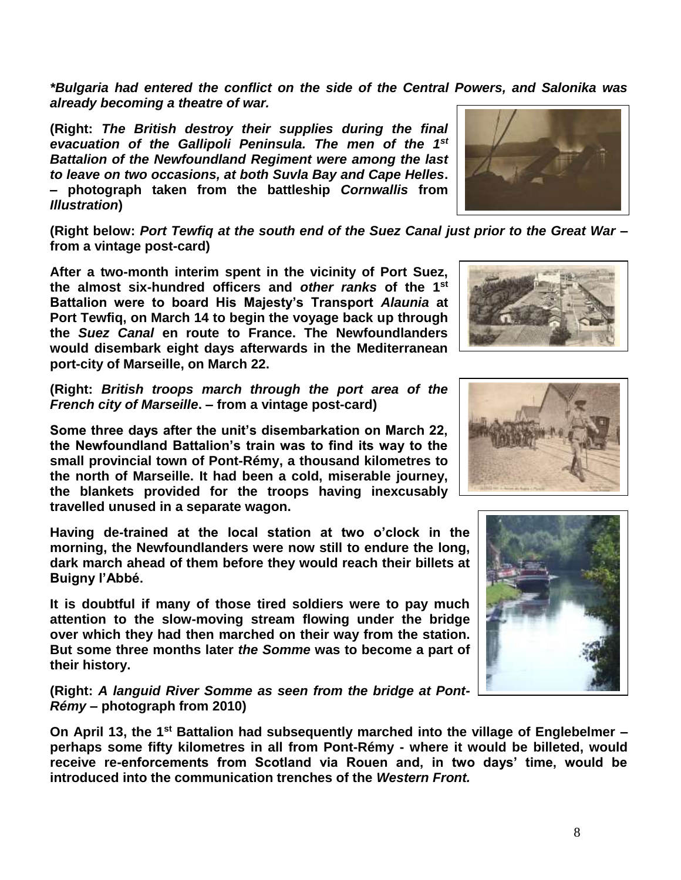***Bulgaria had entered the conflict on the side of the Central Powers, and Salonika was already becoming a theatre of war.***

**(Right: *The British destroy their supplies during the final evacuation of the Gallipoli Peninsula. The men of the 1st Battalion of the Newfoundland Regiment were among the last to leave on two occasions, at both Suvla Bay and Cape Helles*. – photograph taken from the battleship *Cornwallis* from *Illustration*)**

**(Right below: *Port Tewfiq at the south end of the Suez Canal just prior to the Great War* – from a vintage post-card)**

**After a two-month interim spent in the vicinity of Port Suez, the almost six-hundred officers and *other ranks* of the 1st Battalion were to board His Majesty's Transport *Alaunia* at Port Tewfiq, on March 14 to begin the voyage back up through the *Suez Canal* en route to France. The Newfoundlanders would disembark eight days afterwards in the Mediterranean port-city of Marseille, on March 22.**

**(Right: *British troops march through the port area of the French city of Marseille*. – from a vintage post-card)**

**Some three days after the unit's disembarkation on March 22, the Newfoundland Battalion's train was to find its way to the small provincial town of Pont-Rémy, a thousand kilometres to the north of Marseille. It had been a cold, miserable journey, the blankets provided for the troops having inexcusably travelled unused in a separate wagon.**

**Having de-trained at the local station at two o'clock in the morning, the Newfoundlanders were now still to endure the long, dark march ahead of them before they would reach their billets at Buigny l'Abbé.**

**It is doubtful if many of those tired soldiers were to pay much attention to the slow-moving stream flowing under the bridge over which they had then marched on their way from the station. But some three months later *the Somme* was to become a part of their history.**

**(Right: *A languid River Somme as seen from the bridge at Pont-Rémy* – photograph from 2010)**

**On April 13, the 1st Battalion had subsequently marched into the village of Englebelmer – perhaps some fifty kilometres in all from Pont-Rémy - where it would be billeted, would receive re-enforcements from Scotland via Rouen and, in two days' time, would be introduced into the communication trenches of the *Western Front.***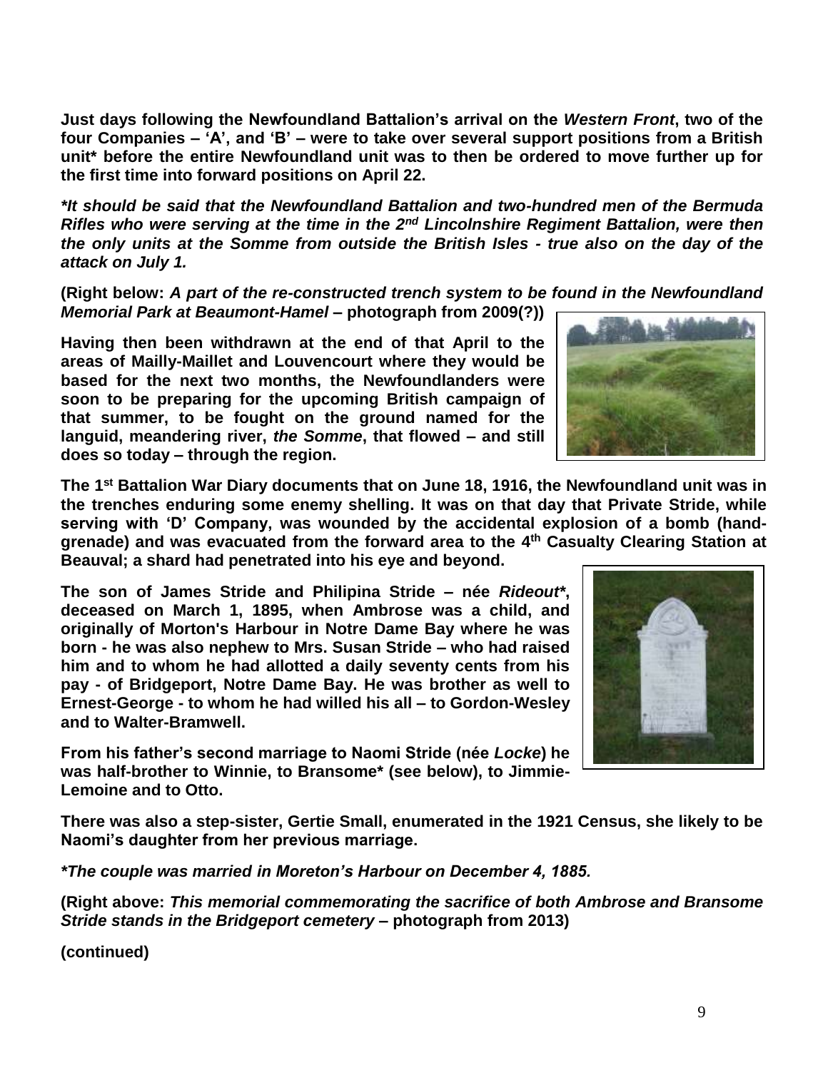**Just days following the Newfoundland Battalion's arrival on the *Western Front*, two of the four Companies – 'A', and 'B' – were to take over several support positions from a British unit* before the entire Newfoundland unit was to then be ordered to move further up for the first time into forward positions on April 22.**

***It should be said that the Newfoundland Battalion and two-hundred men of the Bermuda Rifles who were serving at the time in the 2nd Lincolnshire Regiment Battalion, were then the only units at the Somme from outside the British Isles - true also on the day of the attack on July 1.***

**(Right below: *A part of the re-constructed trench system to be found in the Newfoundland Memorial Park at Beaumont-Hamel* – photograph from 2009(?))**

**Having then been withdrawn at the end of that April to the areas of Mailly-Maillet and Louvencourt where they would be based for the next two months, the Newfoundlanders were soon to be preparing for the upcoming British campaign of that summer, to be fought on the ground named for the languid, meandering river, *the Somme*, that flowed – and still does so today – through the region.**

**The 1st Battalion War Diary documents that on June 18, 1916, the Newfoundland unit was in the trenches enduring some enemy shelling. It was on that day that Private Stride, while serving with 'D' Company, was wounded by the accidental explosion of a bomb (hand-grenade) and was evacuated from the forward area to the 4th Casualty Clearing Station at Beauval; a shard had penetrated into his eye and beyond.**

**The son of James Stride and Philipina Stride – née *Rideout**, deceased on March 1, 1895, when Ambrose was a child, and originally of Morton's Harbour in Notre Dame Bay where he was born - he was also nephew to Mrs. Susan Stride – who had raised him and to whom he had allotted a daily seventy cents from his pay - of Bridgeport, Notre Dame Bay. He was brother as well to Ernest-George - to whom he had willed his all – to Gordon-Wesley and to Walter-Bramwell.**

**From his father's second marriage to Naomi Stride (née *Locke*) he was half-brother to Winnie, to Bransome* (see below), to Jimmie-Lemoine and to Otto.**

**There was also a step-sister, Gertie Small, enumerated in the 1921 Census, she likely to be Naomi's daughter from her previous marriage.**

***The couple was married in Moreton's Harbour on December 4, 1885.***

**(Right above: *This memorial commemorating the sacrifice of both Ambrose and Bransome Stride stands in the Bridgeport cemetery* – photograph from 2013)**

**(continued)**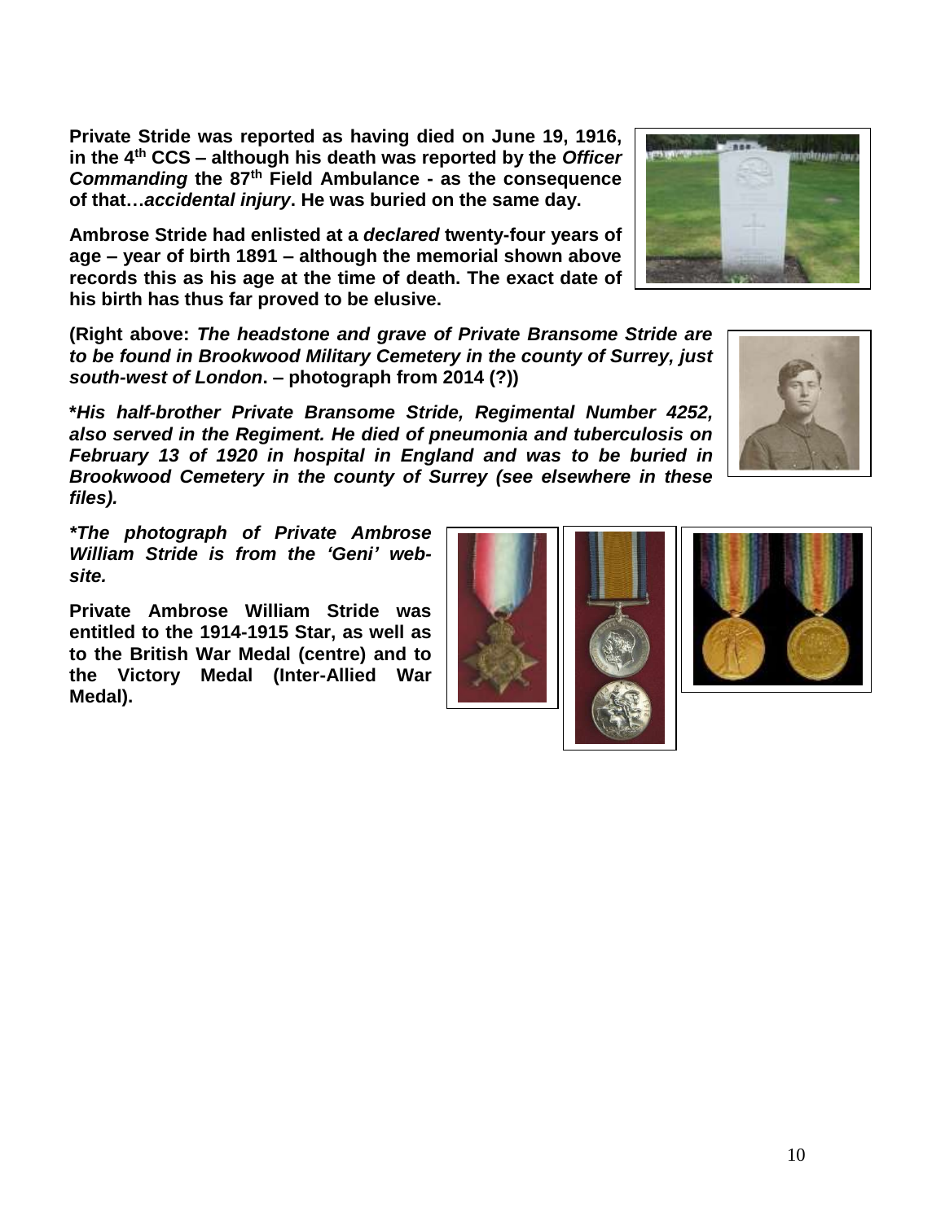**Private Stride was reported as having died on June 19, 1916, in the 4th CCS – although his death was reported by the *Officer Commanding* the 87th Field Ambulance - as the consequence of that…*accidental injury*. He was buried on the same day.**

**Ambrose Stride had enlisted at a *declared* twenty-four years of age – year of birth 1891 – although the memorial shown above records this as his age at the time of death. The exact date of his birth has thus far proved to be elusive.**

**(Right above: *The headstone and grave of Private Bransome Stride are to be found in Brookwood Military Cemetery in the county of Surrey, just south-west of London*. – photograph from 2014 (?))**

***His half-brother Private Bransome Stride, Regimental Number 4252, also served in the Regiment. He died of pneumonia and tuberculosis on February 13 of 1920 in hospital in England and was to be buried in Brookwood Cemetery in the county of Surrey (see elsewhere in these files).***

***\*The photograph of Private Ambrose William Stride is from the 'Geni' web-site.***

**Private Ambrose William Stride was entitled to the 1914-1915 Star, as well as to the British War Medal (centre) and to the Victory Medal (Inter-Allied War Medal).**